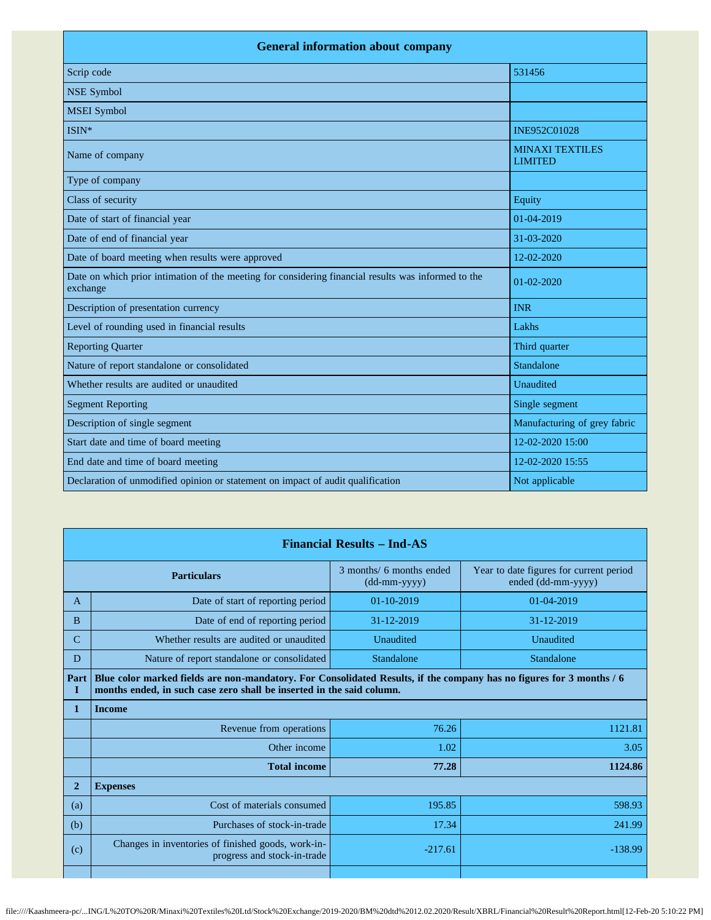| General information about company | |
|---|---|
| Scrip code | 531456 |
| NSE Symbol | |
| MSEI Symbol | |
| ISIN* | INE952C01028 |
| Name of company | MINAXI TEXTILES LIMITED |
| Type of company | |
| Class of security | Equity |
| Date of start of financial year | 01-04-2019 |
| Date of end of financial year | 31-03-2020 |
| Date of board meeting when results were approved | 12-02-2020 |
| Date on which prior intimation of the meeting for considering financial results was informed to the exchange | 01-02-2020 |
| Description of presentation currency | INR |
| Level of rounding used in financial results | Lakhs |
| Reporting Quarter | Third quarter |
| Nature of report standalone or consolidated | Standalone |
| Whether results are audited or unaudited | Unaudited |
| Segment Reporting | Single segment |
| Description of single segment | Manufacturing of grey fabric |
| Start date and time of board meeting | 12-02-2020 15:00 |
| End date and time of board meeting | 12-02-2020 15:55 |
| Declaration of unmodified opinion or statement on impact of audit qualification | Not applicable |

| Financial Results – Ind-AS | | | |
|---|---|---|---|
| | **Particulars** | 3 months/ 6 months ended (dd-mm-yyyy) | Year to date figures for current period ended (dd-mm-yyyy) |
| A | Date of start of reporting period | 01-10-2019 | 01-04-2019 |
| B | Date of end of reporting period | 31-12-2019 | 31-12-2019 |
| C | Whether results are audited or unaudited | Unaudited | Unaudited |
| D | Nature of report standalone or consolidated | Standalone | Standalone |
| **Part I** | **Blue color marked fields are non-mandatory. For Consolidated Results, if the company has no figures for 3 months / 6 months ended, in such case zero shall be inserted in the said column.** | | |
| **1** | **Income** | | |
| | Revenue from operations | 76.26 | 1121.81 |
| | Other income | 1.02 | 3.05 |
| | **Total income** | **77.28** | **1124.86** |
| **2** | **Expenses** | | |
| (a) | Cost of materials consumed | 195.85 | 598.93 |
| (b) | Purchases of stock-in-trade | 17.34 | 241.99 |
| (c) | Changes in inventories of finished goods, work-in-progress and stock-in-trade | -217.61 | -138.99 |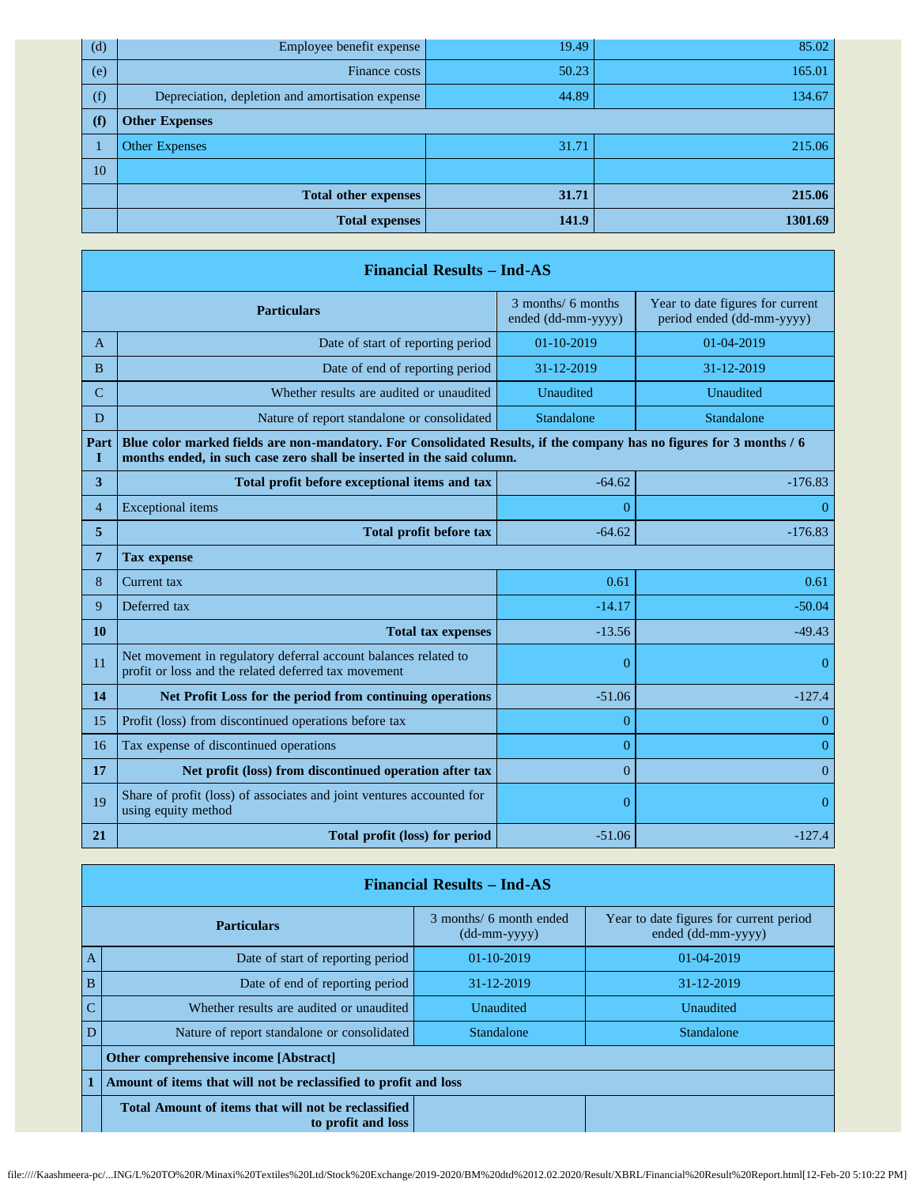| | | | |
|---|---|---|---|
| (d) | Employee benefit expense | 19.49 | 85.02 |
| (e) | Finance costs | 50.23 | 165.01 |
| (f) | Depreciation, depletion and amortisation expense | 44.89 | 134.67 |
| **(f)** | **Other Expenses** | | |
| 1 | Other Expenses | 31.71 | 215.06 |
| 10 | | | |
| | **Total other expenses** | **31.71** | **215.06** |
| | **Total expenses** | **141.9** | **1301.69** |

## Financial Results – Ind-AS

| | Particulars | 3 months/ 6 months ended (dd-mm-yyyy) | Year to date figures for current period ended (dd-mm-yyyy) |
|---|---|---|---|
| A | Date of start of reporting period | 01-10-2019 | 01-04-2019 |
| B | Date of end of reporting period | 31-12-2019 | 31-12-2019 |
| C | Whether results are audited or unaudited | Unaudited | Unaudited |
| D | Nature of report standalone or consolidated | Standalone | Standalone |
| **Part I** | **Blue color marked fields are non-mandatory. For Consolidated Results, if the company has no figures for 3 months / 6 months ended, in such case zero shall be inserted in the said column.** | | |
| **3** | **Total profit before exceptional items and tax** | -64.62 | -176.83 |
| 4 | Exceptional items | 0 | 0 |
| **5** | **Total profit before tax** | -64.62 | -176.83 |
| **7** | **Tax expense** | | |
| 8 | Current tax | 0.61 | 0.61 |
| 9 | Deferred tax | -14.17 | -50.04 |
| **10** | **Total tax expenses** | -13.56 | -49.43 |
| 11 | Net movement in regulatory deferral account balances related to profit or loss and the related deferred tax movement | 0 | 0 |
| **14** | **Net Profit Loss for the period from continuing operations** | -51.06 | -127.4 |
| 15 | Profit (loss) from discontinued operations before tax | 0 | 0 |
| 16 | Tax expense of discontinued operations | 0 | 0 |
| **17** | **Net profit (loss) from discontinued operation after tax** | 0 | 0 |
| 19 | Share of profit (loss) of associates and joint ventures accounted for using equity method | 0 | 0 |
| **21** | **Total profit (loss) for period** | -51.06 | -127.4 |

## Financial Results – Ind-AS

| | Particulars | 3 months/ 6 month ended (dd-mm-yyyy) | Year to date figures for current period ended (dd-mm-yyyy) |
|---|---|---|---|
| A | Date of start of reporting period | 01-10-2019 | 01-04-2019 |
| B | Date of end of reporting period | 31-12-2019 | 31-12-2019 |
| C | Whether results are audited or unaudited | Unaudited | Unaudited |
| D | Nature of report standalone or consolidated | Standalone | Standalone |
| | **Other comprehensive income [Abstract]** | | |
| **1** | **Amount of items that will not be reclassified to profit and loss** | | |
| | **Total Amount of items that will not be reclassified to profit and loss** | | |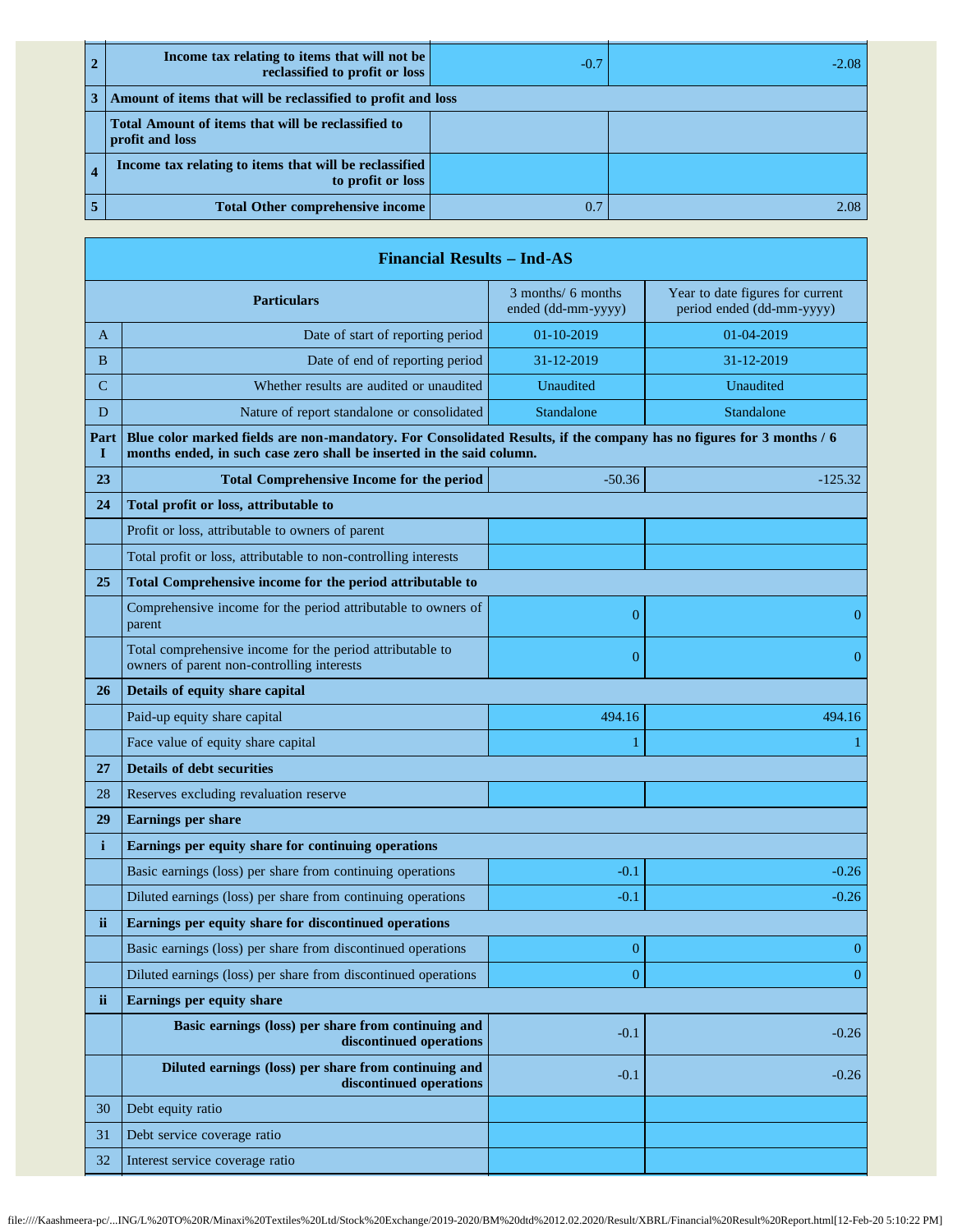| | | | |
|---|---|---|---|
| 2 | Income tax relating to items that will not be reclassified to profit or loss | -0.7 | -2.08 |
| 3 | Amount of items that will be reclassified to profit and loss | | |
| | Total Amount of items that will be reclassified to profit and loss | | |
| 4 | Income tax relating to items that will be reclassified to profit or loss | | |
| 5 | Total Other comprehensive income | 0.7 | 2.08 |

| Financial Results – Ind-AS | | | |
|---|---|---|---|
| | **Particulars** | 3 months/ 6 months ended (dd-mm-yyyy) | Year to date figures for current period ended (dd-mm-yyyy) |
| A | Date of start of reporting period | 01-10-2019 | 01-04-2019 |
| B | Date of end of reporting period | 31-12-2019 | 31-12-2019 |
| C | Whether results are audited or unaudited | Unaudited | Unaudited |
| D | Nature of report standalone or consolidated | Standalone | Standalone |
| Part I | **Blue color marked fields are non-mandatory. For Consolidated Results, if the company has no figures for 3 months / 6 months ended, in such case zero shall be inserted in the said column.** | | |
| 23 | **Total Comprehensive Income for the period** | -50.36 | -125.32 |
| 24 | **Total profit or loss, attributable to** | | |
| | Profit or loss, attributable to owners of parent | | |
| | Total profit or loss, attributable to non-controlling interests | | |
| 25 | **Total Comprehensive income for the period attributable to** | | |
| | Comprehensive income for the period attributable to owners of parent | 0 | 0 |
| | Total comprehensive income for the period attributable to owners of parent non-controlling interests | 0 | 0 |
| 26 | **Details of equity share capital** | | |
| | Paid-up equity share capital | 494.16 | 494.16 |
| | Face value of equity share capital | 1 | 1 |
| 27 | **Details of debt securities** | | |
| 28 | Reserves excluding revaluation reserve | | |
| 29 | **Earnings per share** | | |
| i | **Earnings per equity share for continuing operations** | | |
| | Basic earnings (loss) per share from continuing operations | -0.1 | -0.26 |
| | Diluted earnings (loss) per share from continuing operations | -0.1 | -0.26 |
| ii | **Earnings per equity share for discontinued operations** | | |
| | Basic earnings (loss) per share from discontinued operations | 0 | 0 |
| | Diluted earnings (loss) per share from discontinued operations | 0 | 0 |
| ii | **Earnings per equity share** | | |
| | **Basic earnings (loss) per share from continuing and discontinued operations** | -0.1 | -0.26 |
| | **Diluted earnings (loss) per share from continuing and discontinued operations** | -0.1 | -0.26 |
| 30 | Debt equity ratio | | |
| 31 | Debt service coverage ratio | | |
| 32 | Interest service coverage ratio | | |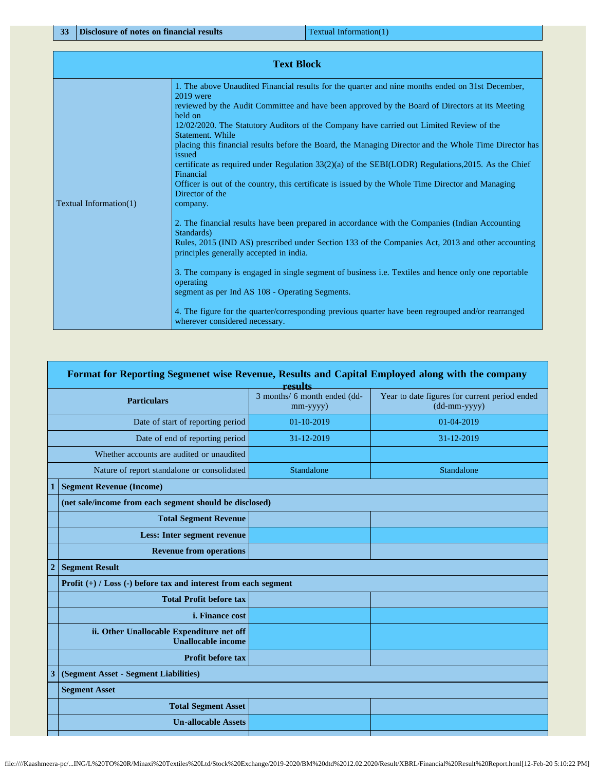| 33 | Disclosure of notes on financial results | Textual Information(1) |
|---|---|---|

| Text Block | |
|---|---|
| Textual Information(1) | 1. The above Unaudited Financial results for the quarter and nine months ended on 31st December, 2019 were reviewed by the Audit Committee and have been approved by the Board of Directors at its Meeting held on 12/02/2020. The Statutory Auditors of the Company have carried out Limited Review of the Statement. While placing this financial results before the Board, the Managing Director and the Whole Time Director has issued certificate as required under Regulation 33(2)(a) of the SEBI(LODR) Regulations,2015. As the Chief Financial Officer is out of the country, this certificate is issued by the Whole Time Director and Managing Director of the company.<br><br>2. The financial results have been prepared in accordance with the Companies (Indian Accounting Standards) Rules, 2015 (IND AS) prescribed under Section 133 of the Companies Act, 2013 and other accounting principles generally accepted in india.<br><br>3. The company is engaged in single segment of business i.e. Textiles and hence only one reportable operating segment as per Ind AS 108 - Operating Segments.<br><br>4. The figure for the quarter/corresponding previous quarter have been regrouped and/or rearranged wherever considered necessary. |

## Format for Reporting Segmenet wise Revenue, Results and Capital Employed along with the company results

| | Particulars | 3 months/ 6 month ended (dd-mm-yyyy) | Year to date figures for current period ended (dd-mm-yyyy) |
|---|---|---|---|
| | Date of start of reporting period | 01-10-2019 | 01-04-2019 |
| | Date of end of reporting period | 31-12-2019 | 31-12-2019 |
| | Whether accounts are audited or unaudited | | |
| | Nature of report standalone or consolidated | Standalone | Standalone |
| 1 | **Segment Revenue (Income)** | | |
| | **(net sale/income from each segment should be disclosed)** | | |
| | **Total Segment Revenue** | | |
| | **Less: Inter segment revenue** | | |
| | **Revenue from operations** | | |
| 2 | **Segment Result** | | |
| | **Profit (+) / Loss (-) before tax and interest from each segment** | | |
| | **Total Profit before tax** | | |
| | **i. Finance cost** | | |
| | **ii. Other Unallocable Expenditure net off Unallocable income** | | |
| | **Profit before tax** | | |
| 3 | **(Segment Asset - Segment Liabilities)** | | |
| | **Segment Asset** | | |
| | **Total Segment Asset** | | |
| | **Un-allocable Assets** | | |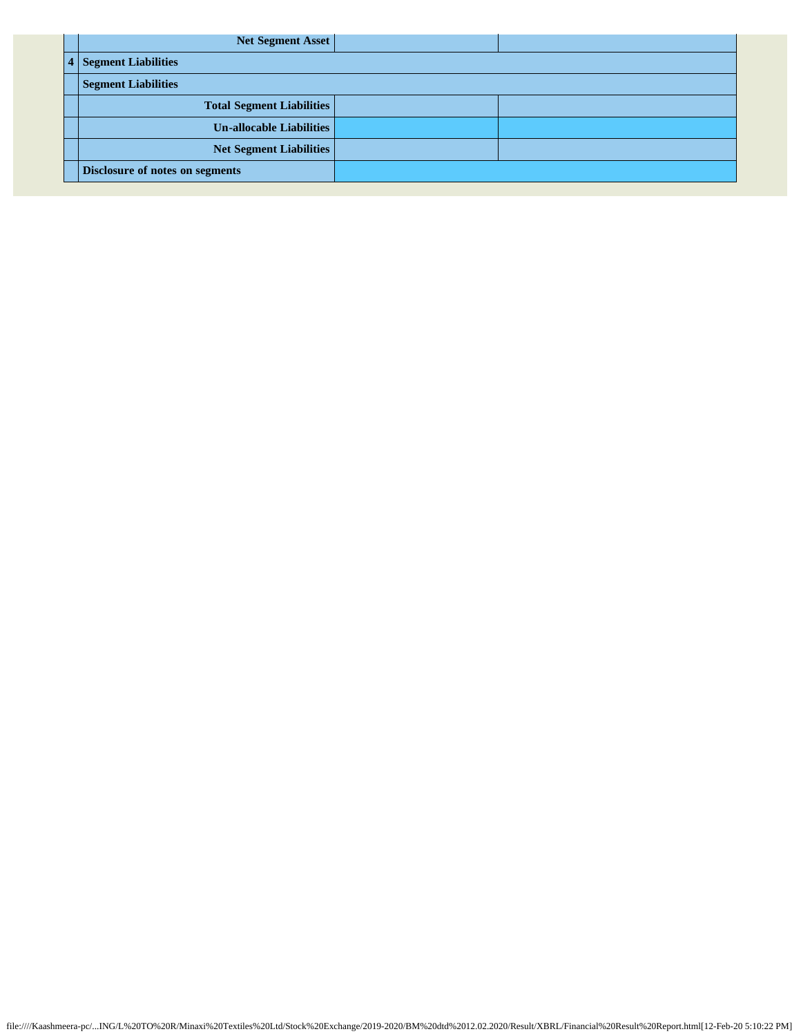| | | | |
|---|---|---|---|
| | Net Segment Asset | | |
| 4 | Segment Liabilities | | |
| | Segment Liabilities | | |
| | Total Segment Liabilities | | |
| | Un-allocable Liabilities | | |
| | Net Segment Liabilities | | |
| | Disclosure of notes on segments | | |